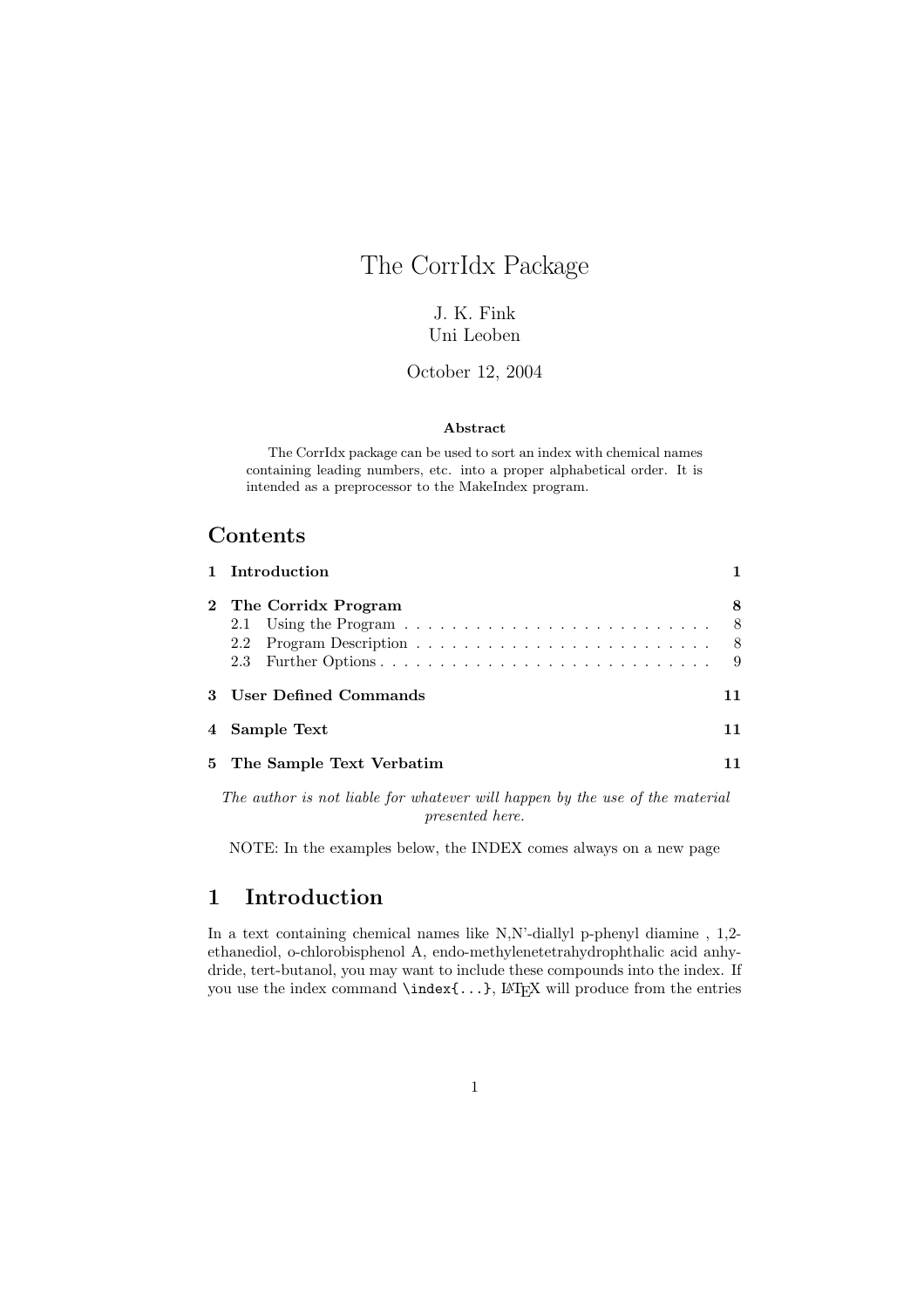# The CorrIdx Package

J. K. Fink
Uni Leoben

October 12, 2004

**Abstract**

The CorrIdx package can be used to sort an index with chemical names containing leading numbers, etc. into a proper alphabetical order. It is intended as a preprocessor to the MakeIndex program.

## Contents

- **1 Introduction** — 1
- **2 The Corridx Program** — 8
  - 2.1 Using the Program — 8
  - 2.2 Program Description — 8
  - 2.3 Further Options — 9
- **3 User Defined Commands** — 11
- **4 Sample Text** — 11
- **5 The Sample Text Verbatim** — 11

*The author is not liable for whatever will happen by the use of the material presented here.*

NOTE: In the examples below, the INDEX comes always on a new page

## 1 Introduction

In a text containing chemical names like N,N'-diallyl p-phenyl diamine , 1,2-ethanediol, o-chlorobisphenol A, endo-methylenetetrahydrophthalic acid anhydride, tert-butanol, you may want to include these compounds into the index. If you use the index command `\index{...}`, LaTeX will produce from the entries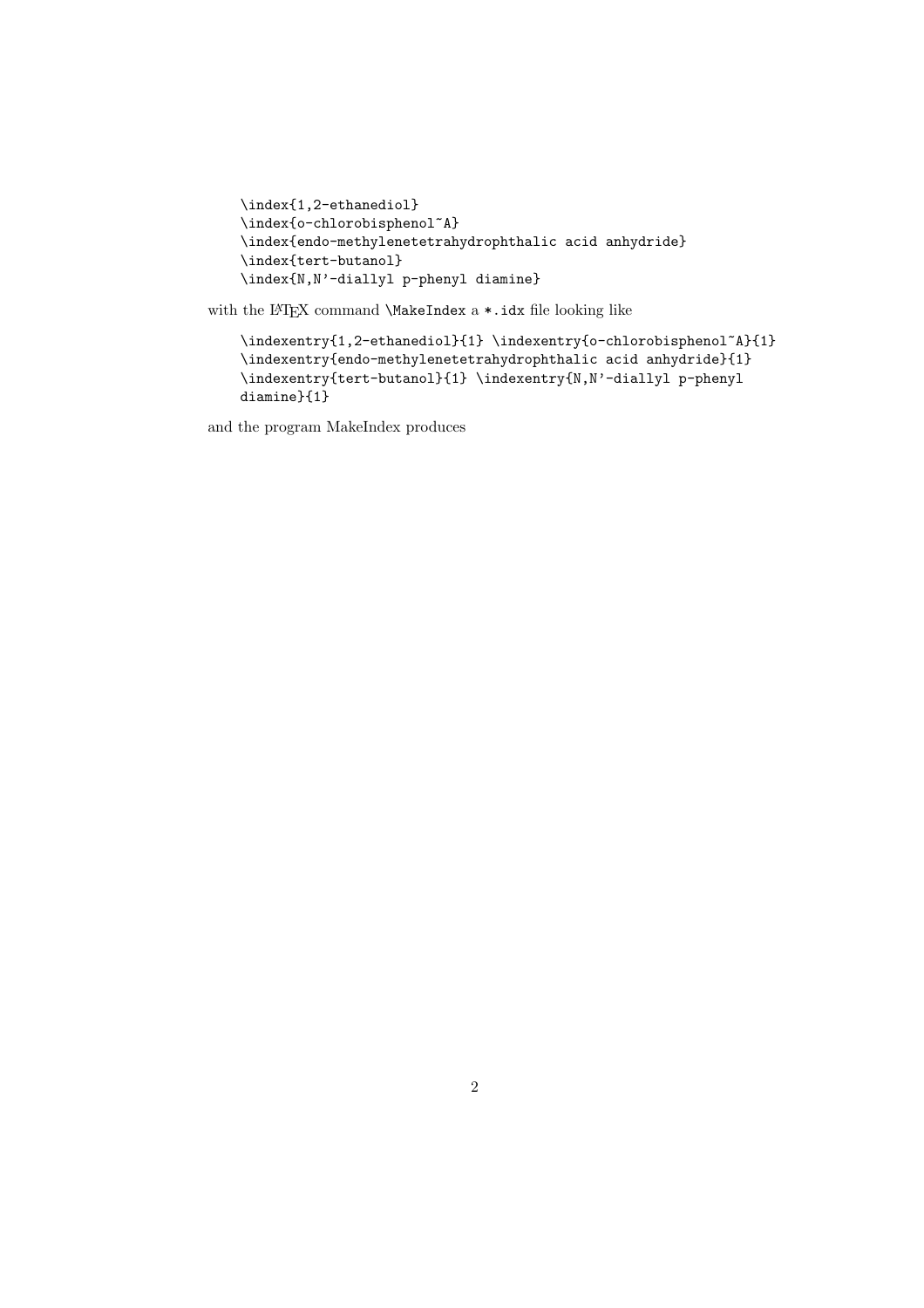```
\index{1,2-ethanediol}
\index{o-chlorobisphenol~A}
\index{endo-methylenetetrahydrophthalic acid anhydride}
\index{tert-butanol}
\index{N,N'-diallyl p-phenyl diamine}
```

with the LaTeX command `\MakeIndex` a `*.idx` file looking like

```
\indexentry{1,2-ethanediol}{1} \indexentry{o-chlorobisphenol~A}{1}
\indexentry{endo-methylenetetrahydrophthalic acid anhydride}{1}
\indexentry{tert-butanol}{1} \indexentry{N,N'-diallyl p-phenyl
diamine}{1}
```

and the program MakeIndex produces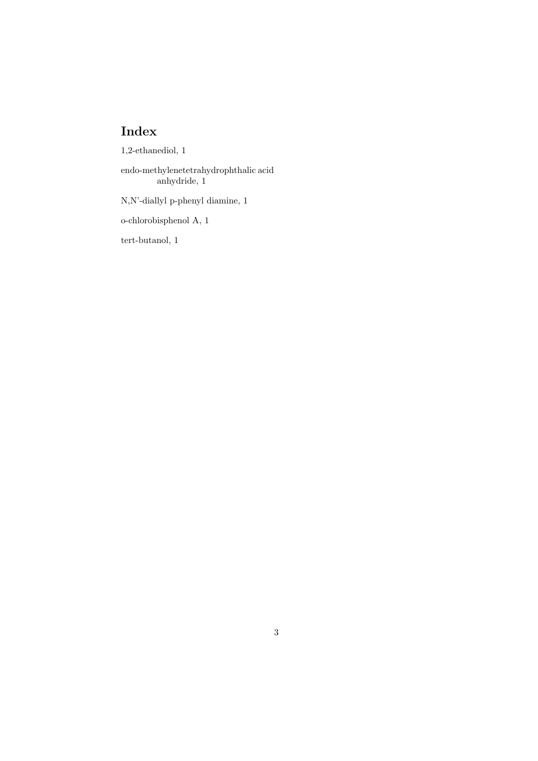# Index

1,2-ethanediol, 1

endo-methylenetetrahydrophthalic acid anhydride, 1

N,N'-diallyl p-phenyl diamine, 1

o-chlorobisphenol A, 1

tert-butanol, 1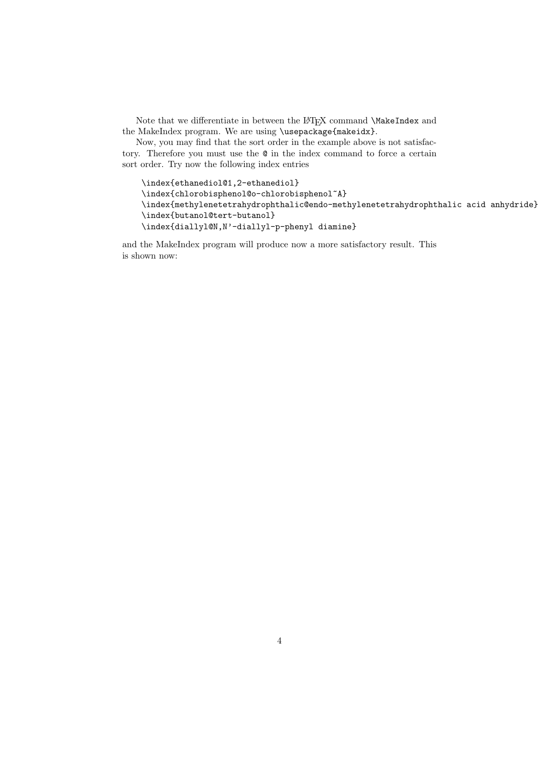Note that we differentiate in between the LaTeX command `\MakeIndex` and the MakeIndex program. We are using `\usepackage{makeidx}`.

Now, you may find that the sort order in the example above is not satisfactory. Therefore you must use the `@` in the index command to force a certain sort order. Try now the following index entries

```
\index{ethanediol@1,2-ethanediol}
\index{chlorobisphenol@o-chlorobisphenol~A}
\index{methylenetetrahydrophthalic@endo-methylenetetrahydrophthalic acid anhydride}
\index{butanol@tert-butanol}
\index{diallyl@N,N'-diallyl-p-phenyl diamine}
```

and the MakeIndex program will produce now a more satisfactory result. This is shown now: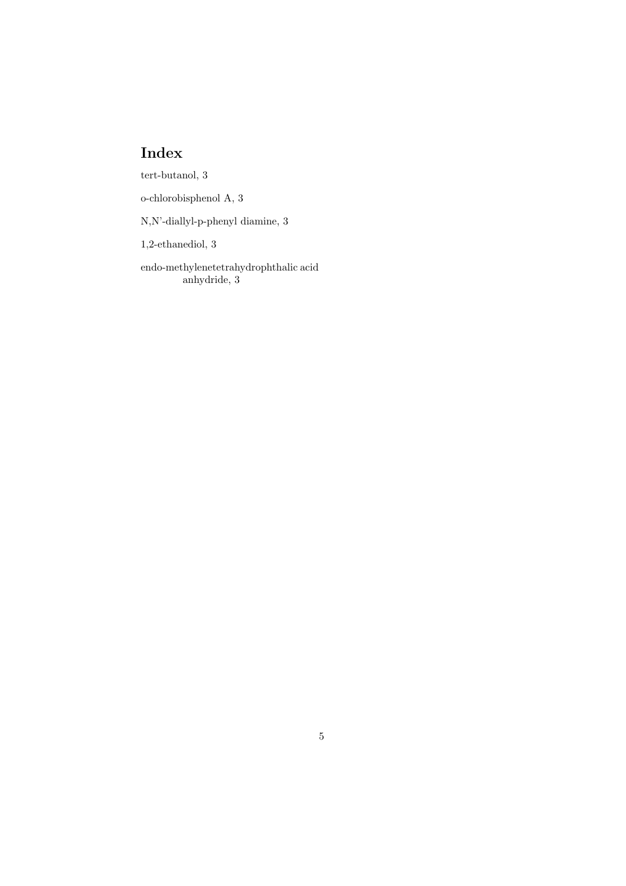# Index

tert-butanol, 3

o-chlorobisphenol A, 3

N,N'-diallyl-p-phenyl diamine, 3

1,2-ethanediol, 3

endo-methylenetetrahydrophthalic acid anhydride, 3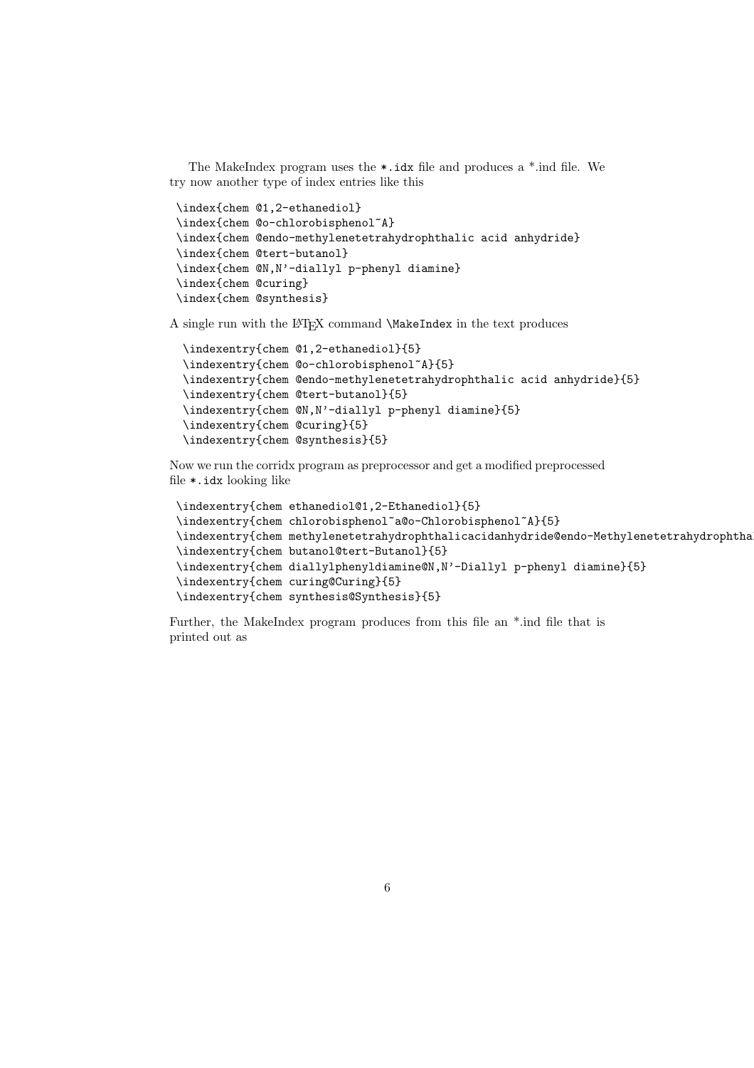The MakeIndex program uses the *.idx file and produces a *.ind file. We try now another type of index entries like this

```
\index{chem @1,2-ethanediol}
\index{chem @o-chlorobisphenol~A}
\index{chem @endo-methylenetetrahydrophthalic acid anhydride}
\index{chem @tert-butanol}
\index{chem @N,N'-diallyl p-phenyl diamine}
\index{chem @curing}
\index{chem @synthesis}
```

A single run with the LaTeX command `\MakeIndex` in the text produces

```
\indexentry{chem @1,2-ethanediol}{5}
\indexentry{chem @o-chlorobisphenol~A}{5}
\indexentry{chem @endo-methylenetetrahydrophthalic acid anhydride}{5}
\indexentry{chem @tert-butanol}{5}
\indexentry{chem @N,N'-diallyl p-phenyl diamine}{5}
\indexentry{chem @curing}{5}
\indexentry{chem @synthesis}{5}
```

Now we run the corridx program as preprocessor and get a modified preprocessed file `*.idx` looking like

```
\indexentry{chem ethanediol@1,2-Ethanediol}{5}
\indexentry{chem chlorobisphenol~a@o-Chlorobisphenol~A}{5}
\indexentry{chem methylenetetrahydrophthalicacidanhydride@endo-Methylenetetrahydrophthal
\indexentry{chem butanol@tert-Butanol}{5}
\indexentry{chem diallylphenyldiamine@N,N'-Diallyl p-phenyl diamine}{5}
\indexentry{chem curing@Curing}{5}
\indexentry{chem synthesis@Synthesis}{5}
```

Further, the MakeIndex program produces from this file an *.ind file that is printed out as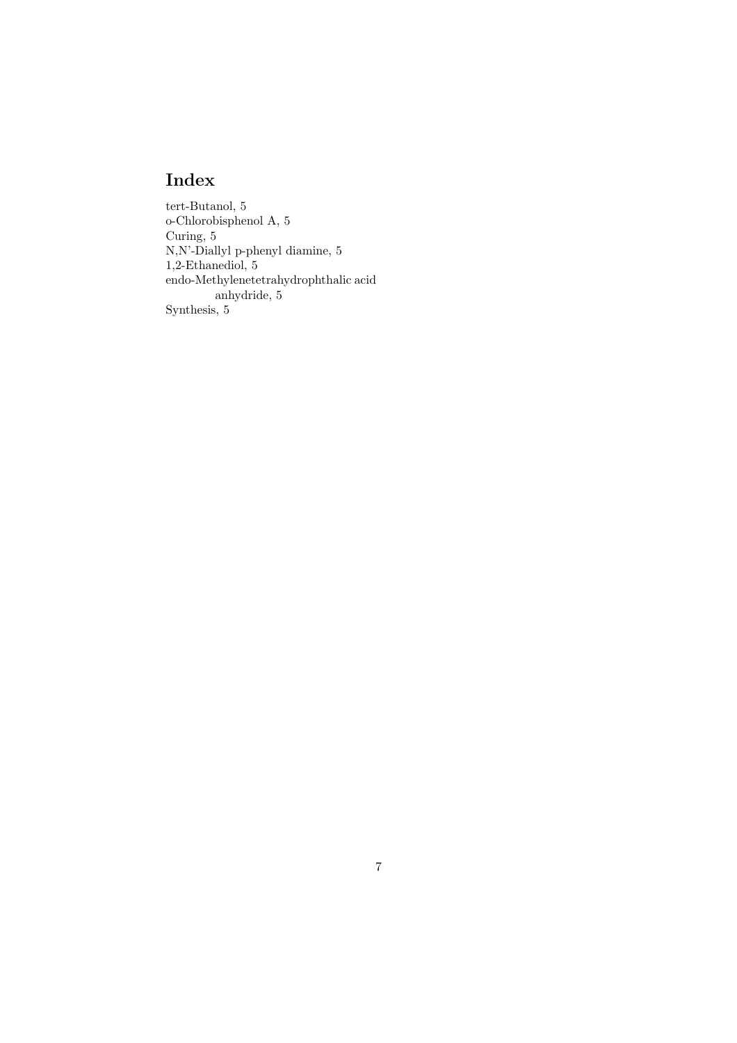# Index

tert-Butanol, 5
o-Chlorobisphenol A, 5
Curing, 5
N,N'-Diallyl p-phenyl diamine, 5
1,2-Ethanediol, 5
endo-Methylenetetrahydrophthalic acid anhydride, 5
Synthesis, 5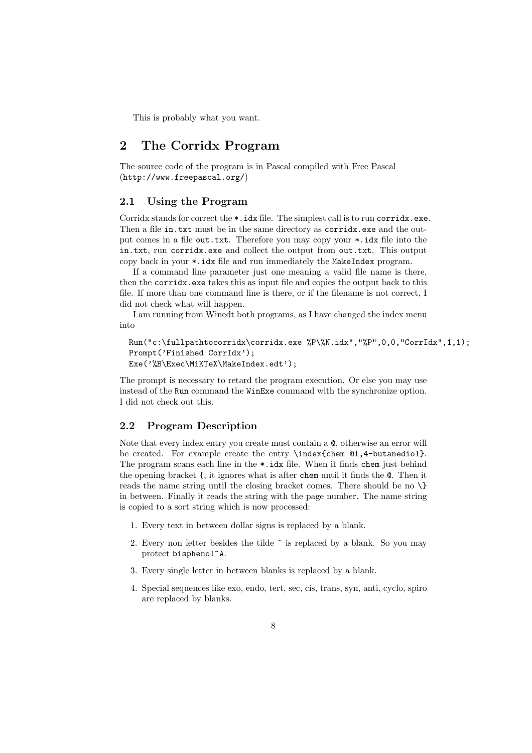This is probably what you want.

# 2 The Corridx Program

The source code of the program is in Pascal compiled with Free Pascal (`http://www.freepascal.org/`)

## 2.1 Using the Program

Corridx stands for correct the `*.idx` file. The simplest call is to run `corridx.exe`. Then a file `in.txt` must be in the same directory as `corridx.exe` and the output comes in a file `out.txt`. Therefore you may copy your `*.idx` file into the `in.txt`, run `corridx.exe` and collect the output from `out.txt`. This output copy back in your `*.idx` file and run immediately the `MakeIndex` program.

If a command line parameter just one meaning a valid file name is there, then the `corridx.exe` takes this as input file and copies the output back to this file. If more than one command line is there, or if the filename is not correct, I did not check what will happen.

I am running from Winedt both programs, as I have changed the index menu into

```
Run("c:\fullpathtocorridx\corridx.exe %P\%N.idx","%P",0,0,"CorrIdx",1,1);
Prompt('Finished CorrIdx');
Exe('%B\Exec\MiKTeX\MakeIndex.edt');
```

The prompt is necessary to retard the program execution. Or else you may use instead of the `Run` command the `WinExe` command with the synchronize option. I did not check out this.

## 2.2 Program Description

Note that every index entry you create must contain a `@`, otherwise an error will be created. For example create the entry `\index{chem @1,4-butanediol}`. The program scans each line in the `*.idx` file. When it finds `chem` just behind the opening bracket `{`, it ignores what is after `chem` until it finds the `@`. Then it reads the name string until the closing bracket comes. There should be no `\}` in between. Finally it reads the string with the page number. The name string is copied to a sort string which is now processed:

1. Every text in between dollar signs is replaced by a blank.
2. Every non letter besides the tilde `~` is replaced by a blank. So you may protect `bisphenol~A`.
3. Every single letter in between blanks is replaced by a blank.
4. Special sequences like exo, endo, tert, sec, cis, trans, syn, anti, cyclo, spiro are replaced by blanks.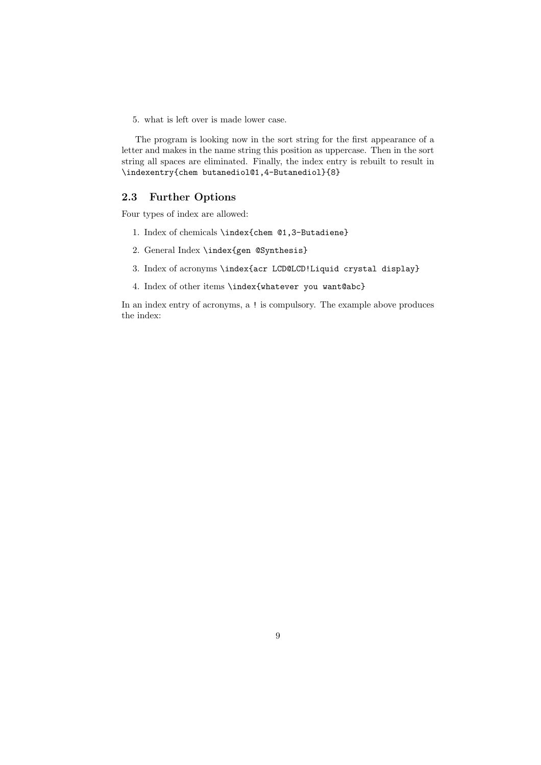5. what is left over is made lower case.

The program is looking now in the sort string for the first appearance of a letter and makes in the name string this position as uppercase. Then in the sort string all spaces are eliminated. Finally, the index entry is rebuilt to result in `\indexentry{chem butanediol@1,4-Butanediol}{8}`

## 2.3 Further Options

Four types of index are allowed:

1. Index of chemicals `\index{chem @1,3-Butadiene}`
2. General Index `\index{gen @Synthesis}`
3. Index of acronyms `\index{acr LCD@LCD!Liquid crystal display}`
4. Index of other items `\index{whatever you want@abc}`

In an index entry of acronyms, a `!` is compulsory. The example above produces the index: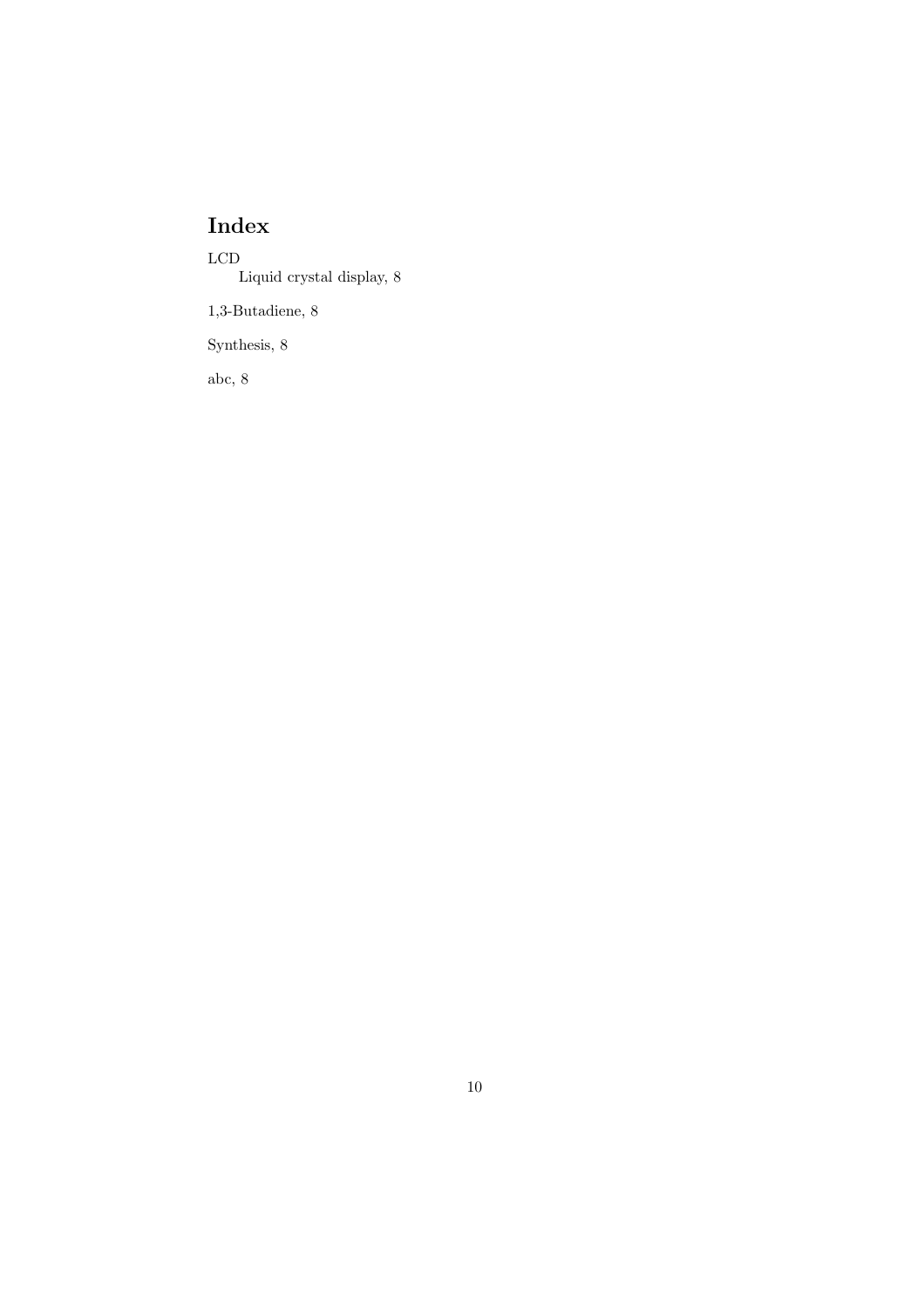# Index

LCD
    Liquid crystal display, 8

1,3-Butadiene, 8

Synthesis, 8

abc, 8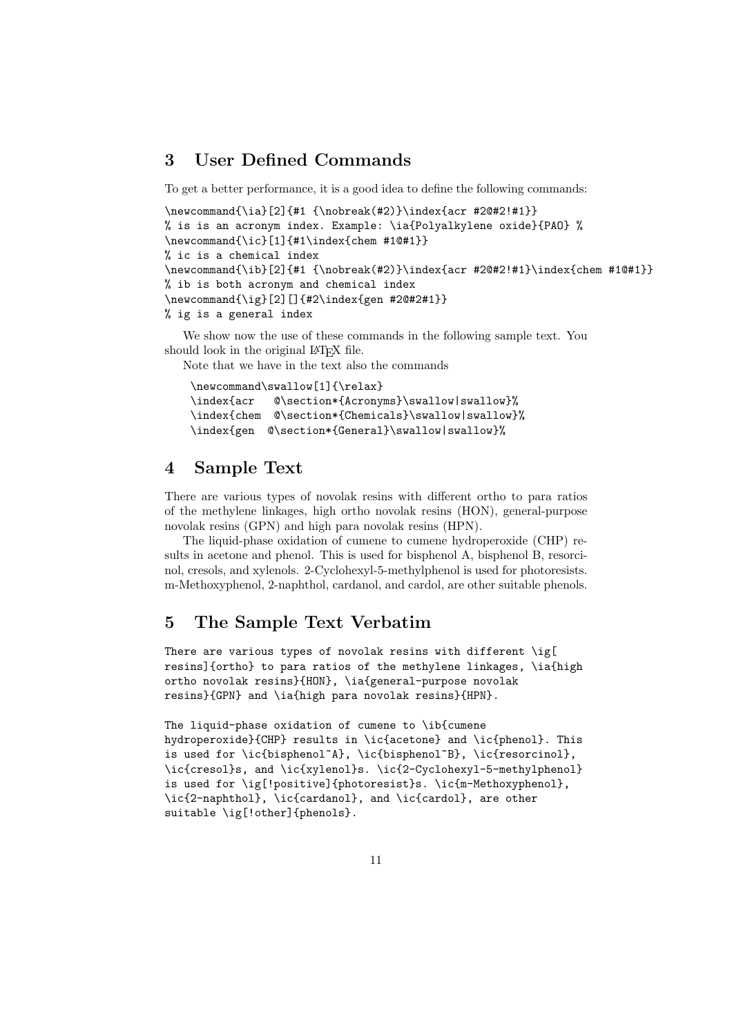## 3 User Defined Commands

To get a better performance, it is a good idea to define the following commands:

```
\newcommand{\ia}[2]{#1 {\nobreak(#2)}\index{acr #2@#2!#1}}
% is is an acronym index. Example: \ia{Polyalkylene oxide}{PAO} %
\newcommand{\ic}[1]{#1\index{chem #1@#1}}
% ic is a chemical index
\newcommand{\ib}[2]{#1 {\nobreak(#2)}\index{acr #2@#2!#1}\index{chem #1@#1}}
% ib is both acronym and chemical index
\newcommand{\ig}[2][]{#2\index{gen #2@#2#1}}
% ig is a general index
```

We show now the use of these commands in the following sample text. You should look in the original LaTeX file.

Note that we have in the text also the commands

```
\newcommand\swallow[1]{\relax}
\index{acr   @\section*{Acronyms}\swallow|swallow}%
\index{chem  @\section*{Chemicals}\swallow|swallow}%
\index{gen  @\section*{General}\swallow|swallow}%
```

## 4 Sample Text

There are various types of novolak resins with different ortho to para ratios of the methylene linkages, high ortho novolak resins (HON), general-purpose novolak resins (GPN) and high para novolak resins (HPN).

The liquid-phase oxidation of cumene to cumene hydroperoxide (CHP) results in acetone and phenol. This is used for bisphenol A, bisphenol B, resorcinol, cresols, and xylenols. 2-Cyclohexyl-5-methylphenol is used for photoresists. m-Methoxyphenol, 2-naphthol, cardanol, and cardol, are other suitable phenols.

## 5 The Sample Text Verbatim

```
There are various types of novolak resins with different \ig[
resins]{ortho} to para ratios of the methylene linkages, \ia{high
ortho novolak resins}{HON}, \ia{general-purpose novolak
resins}{GPN} and \ia{high para novolak resins}{HPN}.

The liquid-phase oxidation of cumene to \ib{cumene
hydroperoxide}{CHP} results in \ic{acetone} and \ic{phenol}. This
is used for \ic{bisphenol~A}, \ic{bisphenol~B}, \ic{resorcinol},
\ic{cresol}s, and \ic{xylenol}s. \ic{2-Cyclohexyl-5-methylphenol}
is used for \ig[!positive]{photoresist}s. \ic{m-Methoxyphenol},
\ic{2-naphthol}, \ic{cardanol}, and \ic{cardol}, are other
suitable \ig[!other]{phenols}.
```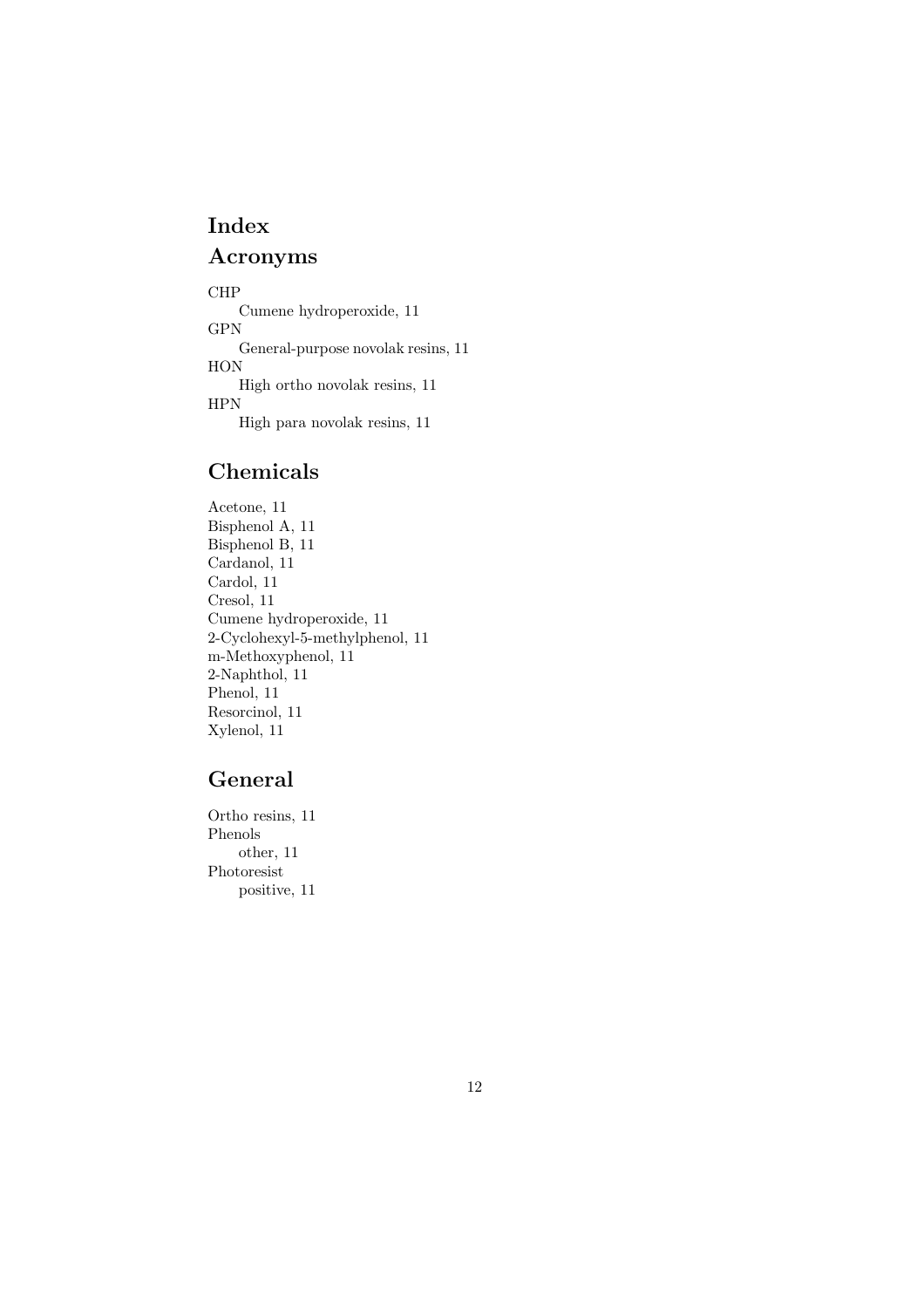# Index

## Acronyms

CHP
- Cumene hydroperoxide, 11

GPN
- General-purpose novolak resins, 11

HON
- High ortho novolak resins, 11

HPN
- High para novolak resins, 11

## Chemicals

Acetone, 11
Bisphenol A, 11
Bisphenol B, 11
Cardanol, 11
Cardol, 11
Cresol, 11
Cumene hydroperoxide, 11
2-Cyclohexyl-5-methylphenol, 11
m-Methoxyphenol, 11
2-Naphthol, 11
Phenol, 11
Resorcinol, 11
Xylenol, 11

## General

Ortho resins, 11

Phenols
- other, 11

Photoresist
- positive, 11